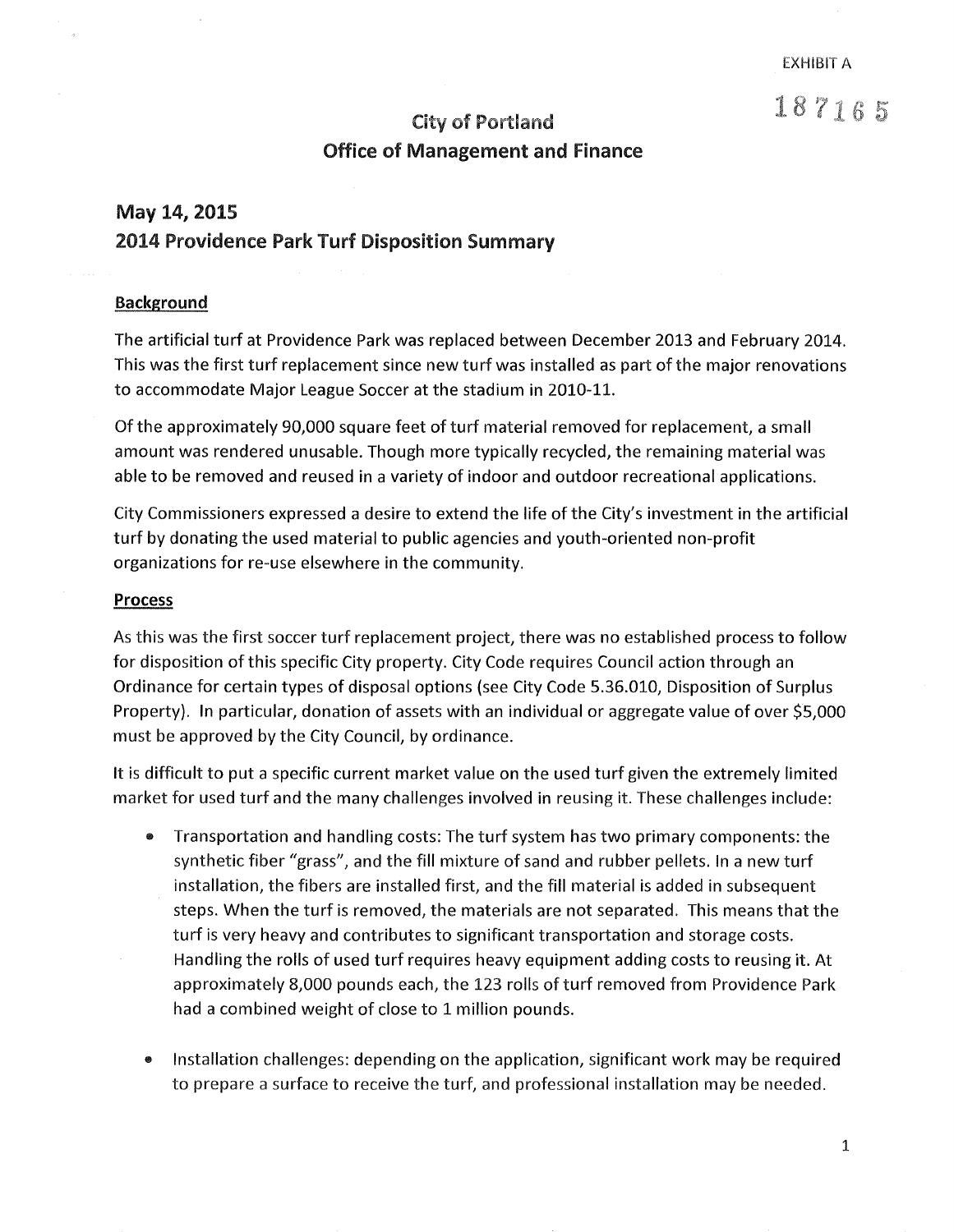EXHIBIT A

187165

# City of Portland
## Office of Management and Finance

## May 14, 2015
## 2014 Providence Park Turf Disposition Summary

### Background

The artificial turf at Providence Park was replaced between December 2013 and February 2014. This was the first turf replacement since new turf was installed as part of the major renovations to accommodate Major League Soccer at the stadium in 2010-11.

Of the approximately 90,000 square feet of turf material removed for replacement, a small amount was rendered unusable. Though more typically recycled, the remaining material was able to be removed and reused in a variety of indoor and outdoor recreational applications.

City Commissioners expressed a desire to extend the life of the City's investment in the artificial turf by donating the used material to public agencies and youth-oriented non-profit organizations for re-use elsewhere in the community.

### Process

As this was the first soccer turf replacement project, there was no established process to follow for disposition of this specific City property. City Code requires Council action through an Ordinance for certain types of disposal options (see City Code 5.36.010, Disposition of Surplus Property). In particular, donation of assets with an individual or aggregate value of over $5,000 must be approved by the City Council, by ordinance.

It is difficult to put a specific current market value on the used turf given the extremely limited market for used turf and the many challenges involved in reusing it. These challenges include:

- Transportation and handling costs: The turf system has two primary components: the synthetic fiber "grass", and the fill mixture of sand and rubber pellets. In a new turf installation, the fibers are installed first, and the fill material is added in subsequent steps. When the turf is removed, the materials are not separated. This means that the turf is very heavy and contributes to significant transportation and storage costs. Handling the rolls of used turf requires heavy equipment adding costs to reusing it. At approximately 8,000 pounds each, the 123 rolls of turf removed from Providence Park had a combined weight of close to 1 million pounds.

- Installation challenges: depending on the application, significant work may be required to prepare a surface to receive the turf, and professional installation may be needed.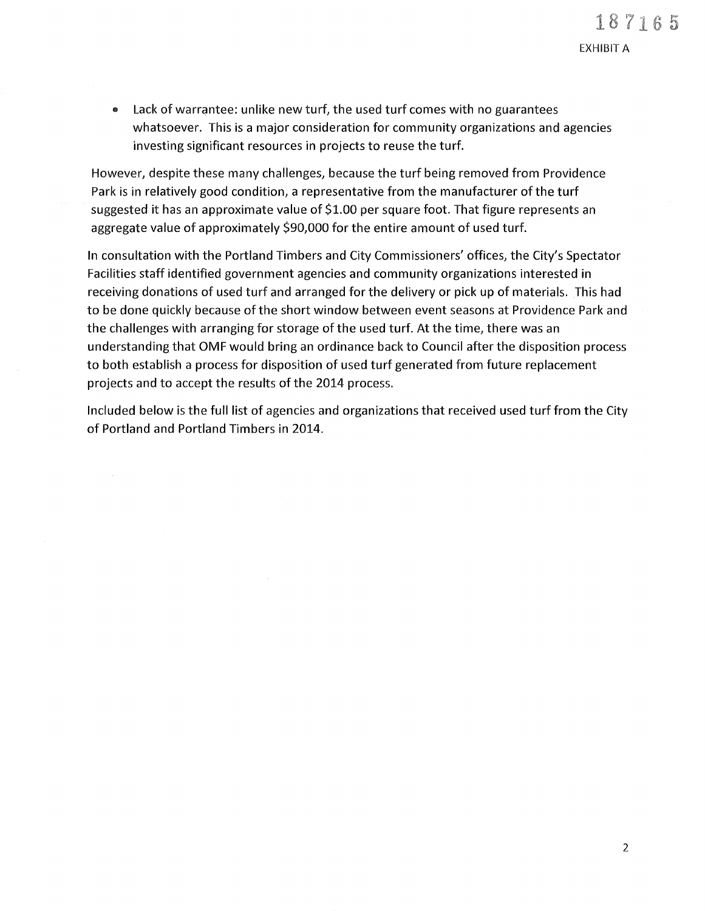- Lack of warrantee: unlike new turf, the used turf comes with no guarantees whatsoever. This is a major consideration for community organizations and agencies investing significant resources in projects to reuse the turf.

However, despite these many challenges, because the turf being removed from Providence Park is in relatively good condition, a representative from the manufacturer of the turf suggested it has an approximate value of $1.00 per square foot. That figure represents an aggregate value of approximately $90,000 for the entire amount of used turf.

In consultation with the Portland Timbers and City Commissioners' offices, the City's Spectator Facilities staff identified government agencies and community organizations interested in receiving donations of used turf and arranged for the delivery or pick up of materials. This had to be done quickly because of the short window between event seasons at Providence Park and the challenges with arranging for storage of the used turf. At the time, there was an understanding that OMF would bring an ordinance back to Council after the disposition process to both establish a process for disposition of used turf generated from future replacement projects and to accept the results of the 2014 process.

Included below is the full list of agencies and organizations that received used turf from the City of Portland and Portland Timbers in 2014.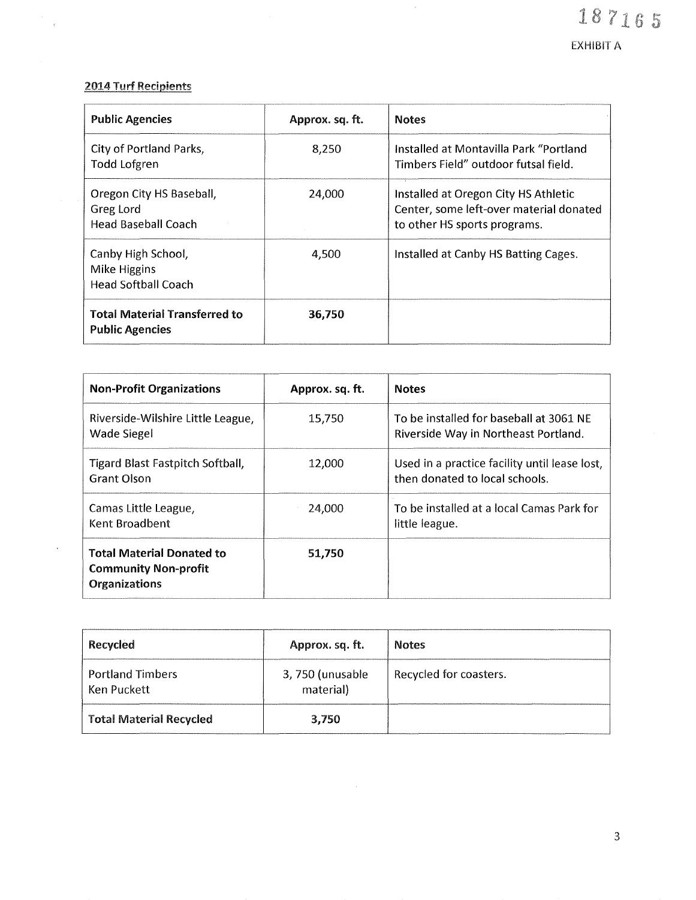187165

EXHIBIT A

**2014 Turf Recipients**

| **Public Agencies** | **Approx. sq. ft.** | **Notes** |
| --- | --- | --- |
| City of Portland Parks, Todd Lofgren | 8,250 | Installed at Montavilla Park "Portland Timbers Field" outdoor futsal field. |
| Oregon City HS Baseball, Greg Lord Head Baseball Coach | 24,000 | Installed at Oregon City HS Athletic Center, some left-over material donated to other HS sports programs. |
| Canby High School, Mike Higgins Head Softball Coach | 4,500 | Installed at Canby HS Batting Cages. |
| **Total Material Transferred to Public Agencies** | **36,750** | |

| **Non-Profit Organizations** | **Approx. sq. ft.** | **Notes** |
| --- | --- | --- |
| Riverside-Wilshire Little League, Wade Siegel | 15,750 | To be installed for baseball at 3061 NE Riverside Way in Northeast Portland. |
| Tigard Blast Fastpitch Softball, Grant Olson | 12,000 | Used in a practice facility until lease lost, then donated to local schools. |
| Camas Little League, Kent Broadbent | 24,000 | To be installed at a local Camas Park for little league. |
| **Total Material Donated to Community Non-profit Organizations** | **51,750** | |

| **Recycled** | **Approx. sq. ft.** | **Notes** |
| --- | --- | --- |
| Portland Timbers Ken Puckett | 3, 750 (unusable material) | Recycled for coasters. |
| **Total Material Recycled** | **3,750** | |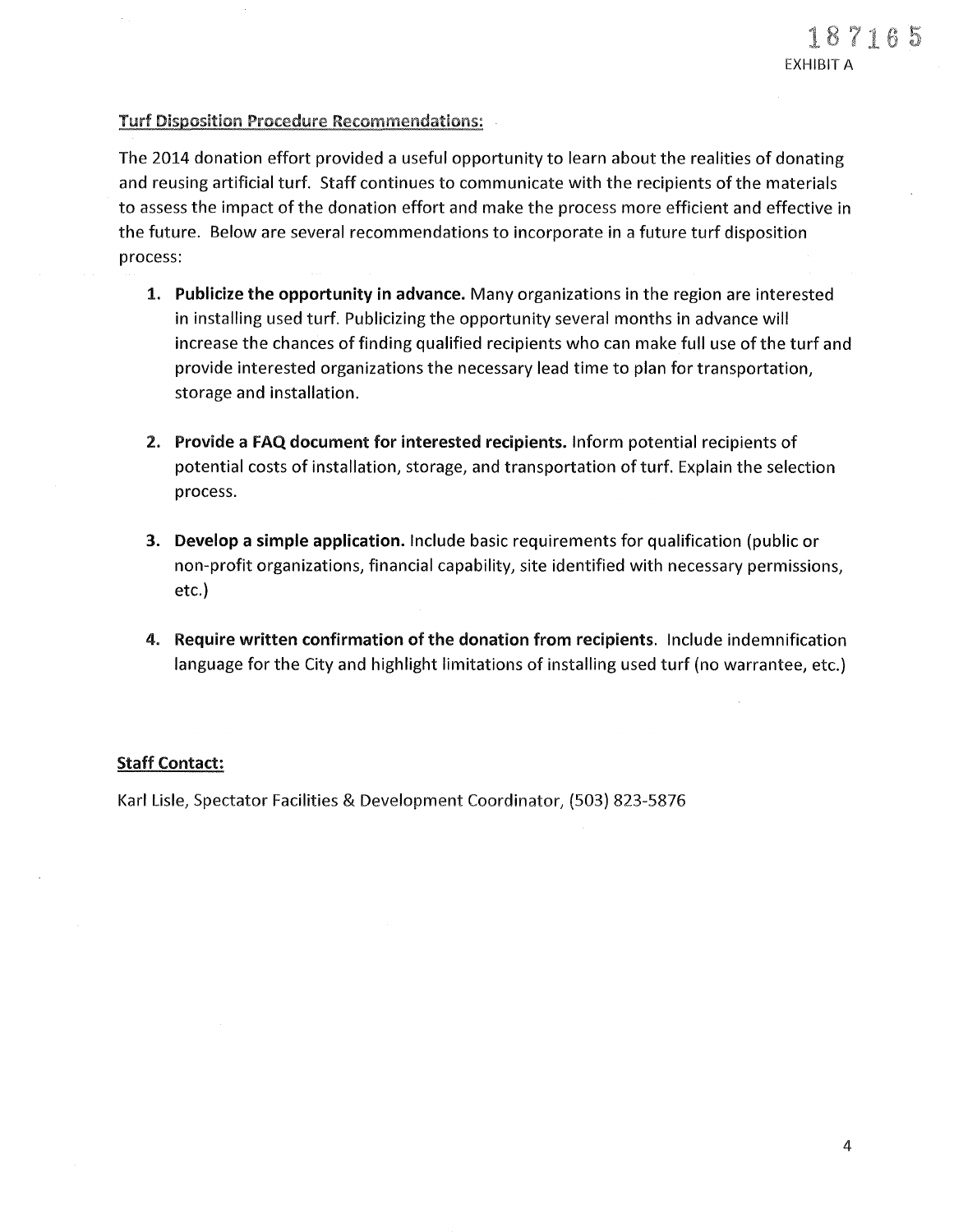187165

EXHIBIT A

**Turf Disposition Procedure Recommendations:**

The 2014 donation effort provided a useful opportunity to learn about the realities of donating and reusing artificial turf. Staff continues to communicate with the recipients of the materials to assess the impact of the donation effort and make the process more efficient and effective in the future. Below are several recommendations to incorporate in a future turf disposition process:

1. **Publicize the opportunity in advance.** Many organizations in the region are interested in installing used turf. Publicizing the opportunity several months in advance will increase the chances of finding qualified recipients who can make full use of the turf and provide interested organizations the necessary lead time to plan for transportation, storage and installation.

2. **Provide a FAQ document for interested recipients.** Inform potential recipients of potential costs of installation, storage, and transportation of turf. Explain the selection process.

3. **Develop a simple application.** Include basic requirements for qualification (public or non-profit organizations, financial capability, site identified with necessary permissions, etc.)

4. **Require written confirmation of the donation from recipients**. Include indemnification language for the City and highlight limitations of installing used turf (no warrantee, etc.)

**Staff Contact:**

Karl Lisle, Spectator Facilities & Development Coordinator, (503) 823-5876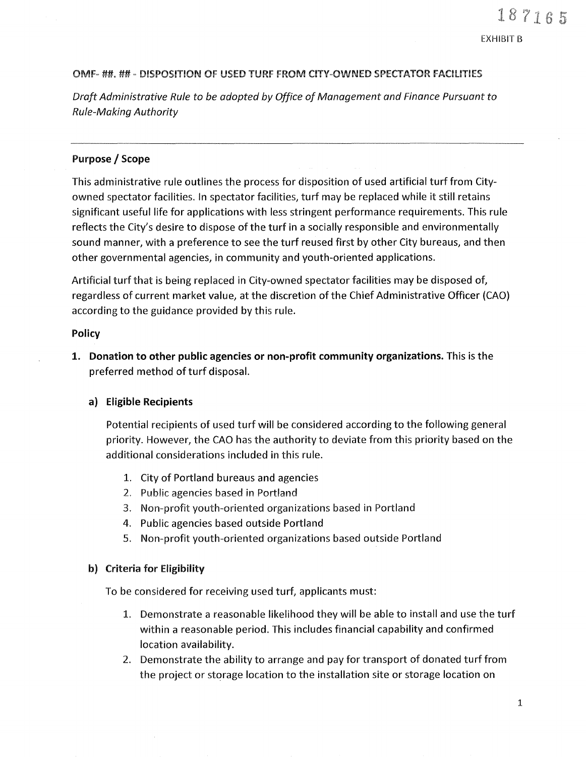187165

EXHIBIT B

## OMF- ##. ## - DISPOSITION OF USED TURF FROM CITY-OWNED SPECTATOR FACILITIES

*Draft Administrative Rule to be adopted by Office of Management and Finance Pursuant to Rule-Making Authority*

---

### Purpose / Scope

This administrative rule outlines the process for disposition of used artificial turf from City-owned spectator facilities. In spectator facilities, turf may be replaced while it still retains significant useful life for applications with less stringent performance requirements. This rule reflects the City's desire to dispose of the turf in a socially responsible and environmentally sound manner, with a preference to see the turf reused first by other City bureaus, and then other governmental agencies, in community and youth-oriented applications.

Artificial turf that is being replaced in City-owned spectator facilities may be disposed of, regardless of current market value, at the discretion of the Chief Administrative Officer (CAO) according to the guidance provided by this rule.

### Policy

1. **Donation to other public agencies or non-profit community organizations.** This is the preferred method of turf disposal.

   a) **Eligible Recipients**

   Potential recipients of used turf will be considered according to the following general priority. However, the CAO has the authority to deviate from this priority based on the additional considerations included in this rule.

      1. City of Portland bureaus and agencies
      2. Public agencies based in Portland
      3. Non-profit youth-oriented organizations based in Portland
      4. Public agencies based outside Portland
      5. Non-profit youth-oriented organizations based outside Portland

   b) **Criteria for Eligibility**

   To be considered for receiving used turf, applicants must:

      1. Demonstrate a reasonable likelihood they will be able to install and use the turf within a reasonable period. This includes financial capability and confirmed location availability.
      2. Demonstrate the ability to arrange and pay for transport of donated turf from the project or storage location to the installation site or storage location on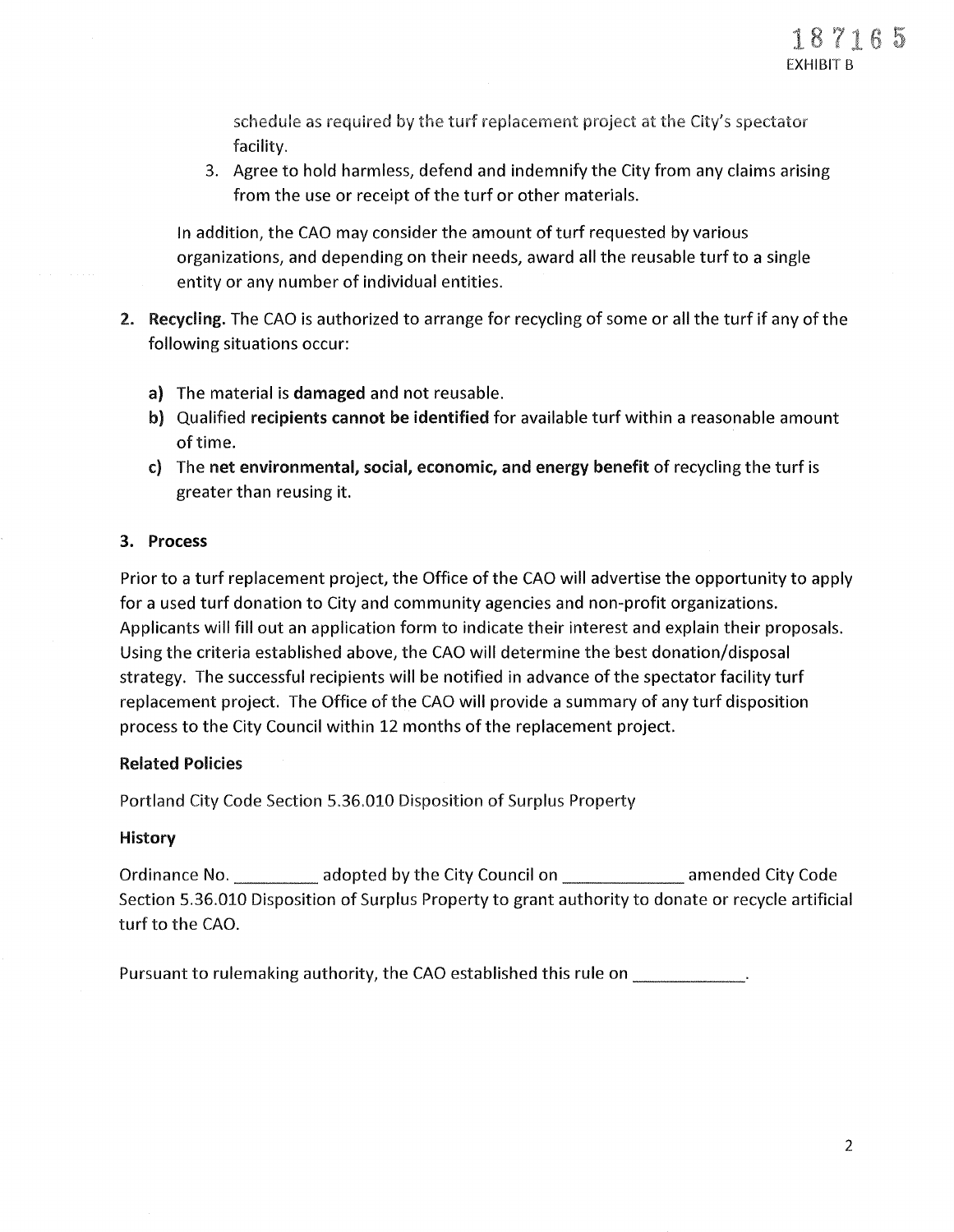schedule as required by the turf replacement project at the City's spectator facility.

3. Agree to hold harmless, defend and indemnify the City from any claims arising from the use or receipt of the turf or other materials.

In addition, the CAO may consider the amount of turf requested by various organizations, and depending on their needs, award all the reusable turf to a single entity or any number of individual entities.

2. **Recycling.** The CAO is authorized to arrange for recycling of some or all the turf if any of the following situations occur:

   a) The material is **damaged** and not reusable.

   b) Qualified **recipients cannot be identified** for available turf within a reasonable amount of time.

   c) The **net environmental, social, economic, and energy benefit** of recycling the turf is greater than reusing it.

3. **Process**

Prior to a turf replacement project, the Office of the CAO will advertise the opportunity to apply for a used turf donation to City and community agencies and non-profit organizations. Applicants will fill out an application form to indicate their interest and explain their proposals. Using the criteria established above, the CAO will determine the best donation/disposal strategy. The successful recipients will be notified in advance of the spectator facility turf replacement project. The Office of the CAO will provide a summary of any turf disposition process to the City Council within 12 months of the replacement project.

**Related Policies**

Portland City Code Section 5.36.010 Disposition of Surplus Property

**History**

Ordinance No. _________ adopted by the City Council on _____________ amended City Code Section 5.36.010 Disposition of Surplus Property to grant authority to donate or recycle artificial turf to the CAO.

Pursuant to rulemaking authority, the CAO established this rule on ____________.